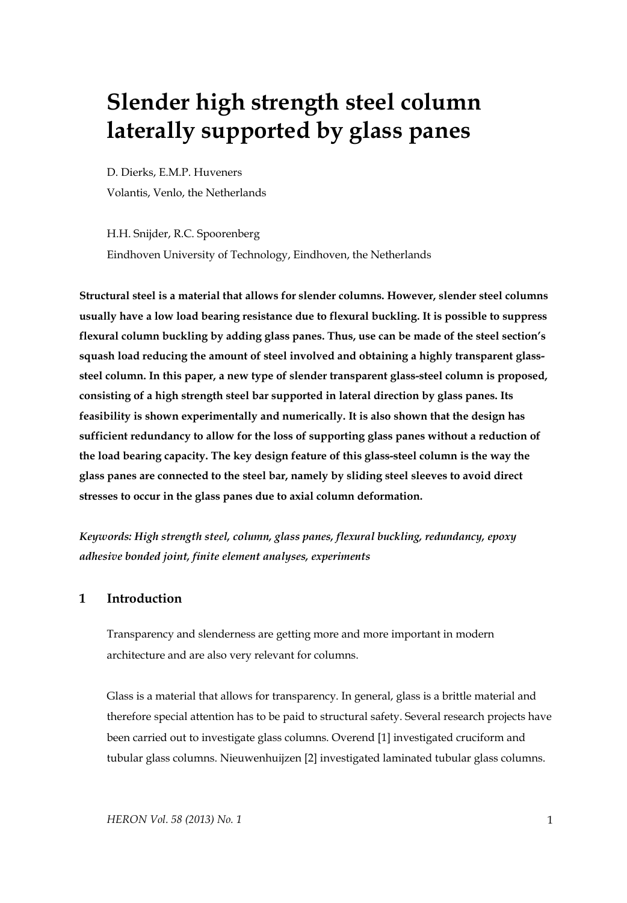# Slender high strength steel column laterally supported by glass panes

D. Dierks, E.M.P. Huveners

Volantis, Venlo, the Netherlands

H.H. Snijder, R.C. Spoorenberg

Eindhoven University of Technology, Eindhoven, the Netherlands

**Structural steel is a material that allows for slender columns. However, slender steel columns usually have a low load bearing resistance due to flexural buckling. It is possible to suppress flexural column buckling by adding glass panes. Thus, use can be made of the steel section's squash load reducing the amount of steel involved and obtaining a highly transparent glass-steel column. In this paper, a new type of slender transparent glass-steel column is proposed, consisting of a high strength steel bar supported in lateral direction by glass panes. Its feasibility is shown experimentally and numerically. It is also shown that the design has sufficient redundancy to allow for the loss of supporting glass panes without a reduction of the load bearing capacity. The key design feature of this glass-steel column is the way the glass panes are connected to the steel bar, namely by sliding steel sleeves to avoid direct stresses to occur in the glass panes due to axial column deformation.**

*Keywords: High strength steel, column, glass panes, flexural buckling, redundancy, epoxy adhesive bonded joint, finite element analyses, experiments*

## 1 Introduction

Transparency and slenderness are getting more and more important in modern architecture and are also very relevant for columns.

Glass is a material that allows for transparency. In general, glass is a brittle material and therefore special attention has to be paid to structural safety. Several research projects have been carried out to investigate glass columns. Overend [1] investigated cruciform and tubular glass columns. Nieuwenhuijzen [2] investigated laminated tubular glass columns.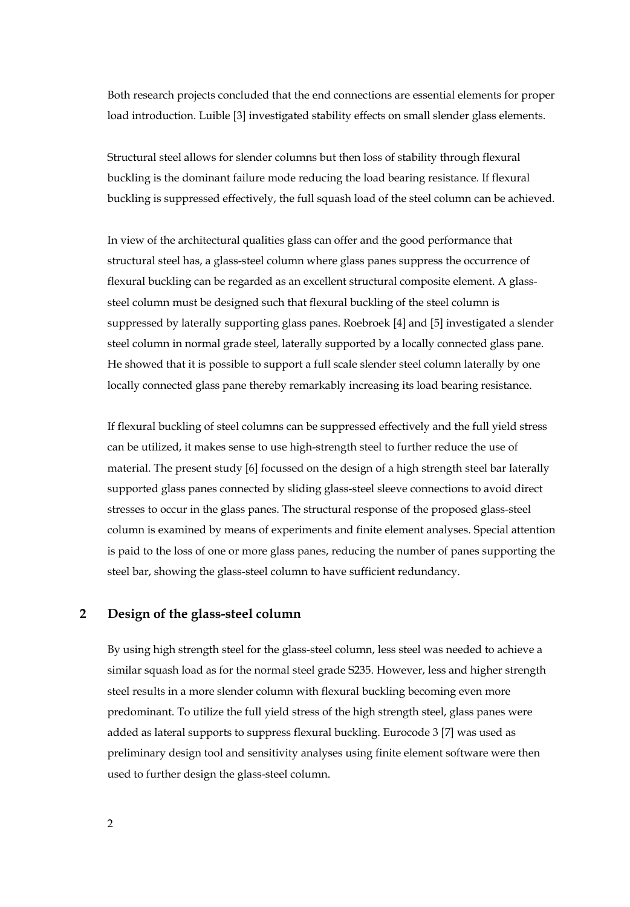Both research projects concluded that the end connections are essential elements for proper load introduction. Luible [3] investigated stability effects on small slender glass elements.

Structural steel allows for slender columns but then loss of stability through flexural buckling is the dominant failure mode reducing the load bearing resistance. If flexural buckling is suppressed effectively, the full squash load of the steel column can be achieved.

In view of the architectural qualities glass can offer and the good performance that structural steel has, a glass-steel column where glass panes suppress the occurrence of flexural buckling can be regarded as an excellent structural composite element. A glass-steel column must be designed such that flexural buckling of the steel column is suppressed by laterally supporting glass panes. Roebroek [4] and [5] investigated a slender steel column in normal grade steel, laterally supported by a locally connected glass pane. He showed that it is possible to support a full scale slender steel column laterally by one locally connected glass pane thereby remarkably increasing its load bearing resistance.

If flexural buckling of steel columns can be suppressed effectively and the full yield stress can be utilized, it makes sense to use high-strength steel to further reduce the use of material. The present study [6] focussed on the design of a high strength steel bar laterally supported glass panes connected by sliding glass-steel sleeve connections to avoid direct stresses to occur in the glass panes. The structural response of the proposed glass-steel column is examined by means of experiments and finite element analyses. Special attention is paid to the loss of one or more glass panes, reducing the number of panes supporting the steel bar, showing the glass-steel column to have sufficient redundancy.

## 2 Design of the glass-steel column

By using high strength steel for the glass-steel column, less steel was needed to achieve a similar squash load as for the normal steel grade S235. However, less and higher strength steel results in a more slender column with flexural buckling becoming even more predominant. To utilize the full yield stress of the high strength steel, glass panes were added as lateral supports to suppress flexural buckling. Eurocode 3 [7] was used as preliminary design tool and sensitivity analyses using finite element software were then used to further design the glass-steel column.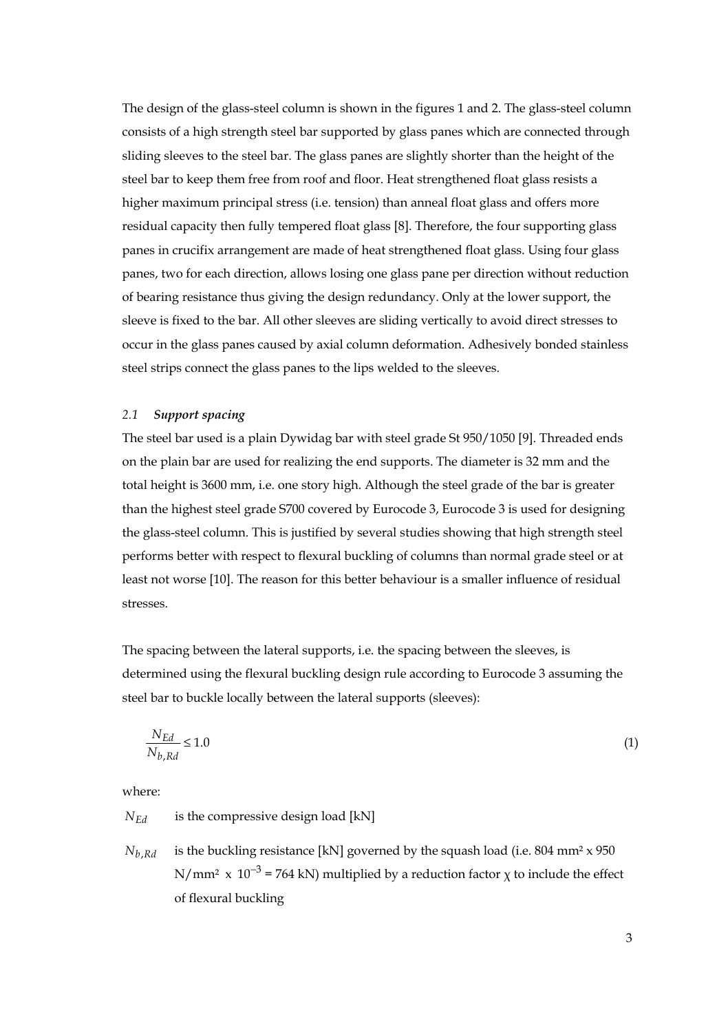The design of the glass-steel column is shown in the figures 1 and 2. The glass-steel column consists of a high strength steel bar supported by glass panes which are connected through sliding sleeves to the steel bar. The glass panes are slightly shorter than the height of the steel bar to keep them free from roof and floor. Heat strengthened float glass resists a higher maximum principal stress (i.e. tension) than anneal float glass and offers more residual capacity then fully tempered float glass [8]. Therefore, the four supporting glass panes in crucifix arrangement are made of heat strengthened float glass. Using four glass panes, two for each direction, allows losing one glass pane per direction without reduction of bearing resistance thus giving the design redundancy. Only at the lower support, the sleeve is fixed to the bar. All other sleeves are sliding vertically to avoid direct stresses to occur in the glass panes caused by axial column deformation. Adhesively bonded stainless steel strips connect the glass panes to the lips welded to the sleeves.

### *2.1 Support spacing*

The steel bar used is a plain Dywidag bar with steel grade St 950/1050 [9]. Threaded ends on the plain bar are used for realizing the end supports. The diameter is 32 mm and the total height is 3600 mm, i.e. one story high. Although the steel grade of the bar is greater than the highest steel grade S700 covered by Eurocode 3, Eurocode 3 is used for designing the glass-steel column. This is justified by several studies showing that high strength steel performs better with respect to flexural buckling of columns than normal grade steel or at least not worse [10]. The reason for this better behaviour is a smaller influence of residual stresses.

The spacing between the lateral supports, i.e. the spacing between the sleeves, is determined using the flexural buckling design rule according to Eurocode 3 assuming the steel bar to buckle locally between the lateral supports (sleeves):

$$\frac{N_{Ed}}{N_{b,Rd}} \leq 1.0 \tag{1}$$

where:

$N_{Ed}$ is the compressive design load [kN]

$N_{b,Rd}$ is the buckling resistance [kN] governed by the squash load (i.e. 804 mm² x 950 N/mm² x $10^{-3}$ = 764 kN) multiplied by a reduction factor $\chi$ to include the effect of flexural buckling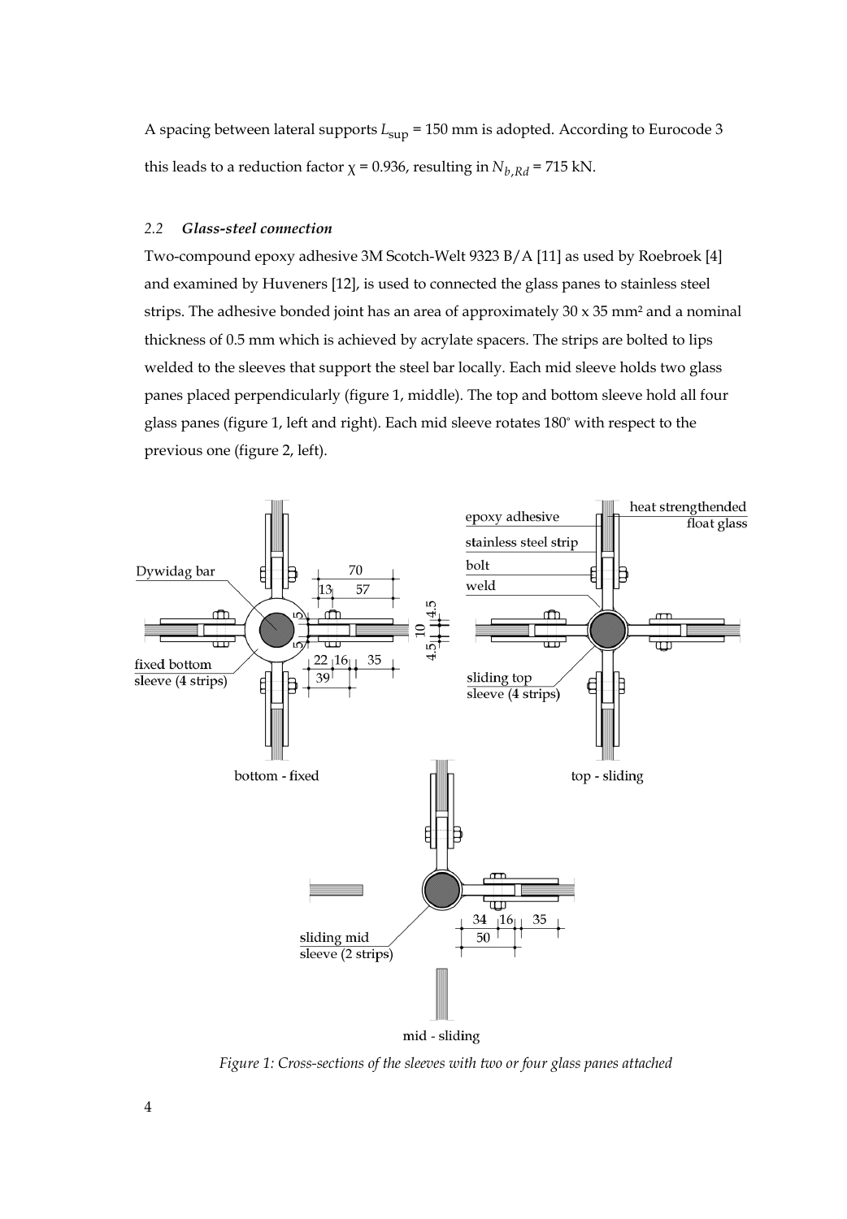A spacing between lateral supports $L_{\text{sup}}$ = 150 mm is adopted. According to Eurocode 3 this leads to a reduction factor $\chi$ = 0.936, resulting in $N_{b,Rd}$ = 715 kN.

### *2.2 Glass-steel connection*

Two-compound epoxy adhesive 3M Scotch-Welt 9323 B/A [11] as used by Roebroek [4] and examined by Huveneers [12], is used to connected the glass panes to stainless steel strips. The adhesive bonded joint has an area of approximately 30 x 35 mm² and a nominal thickness of 0.5 mm which is achieved by acrylate spacers. The strips are bolted to lips welded to the sleeves that support the steel bar locally. Each mid sleeve holds two glass panes placed perpendicularly (figure 1, middle). The top and bottom sleeve hold all four glass panes (figure 1, left and right). Each mid sleeve rotates 180° with respect to the previous one (figure 2, left).

*Figure 1: Cross-sections of the sleeves with two or four glass panes attached*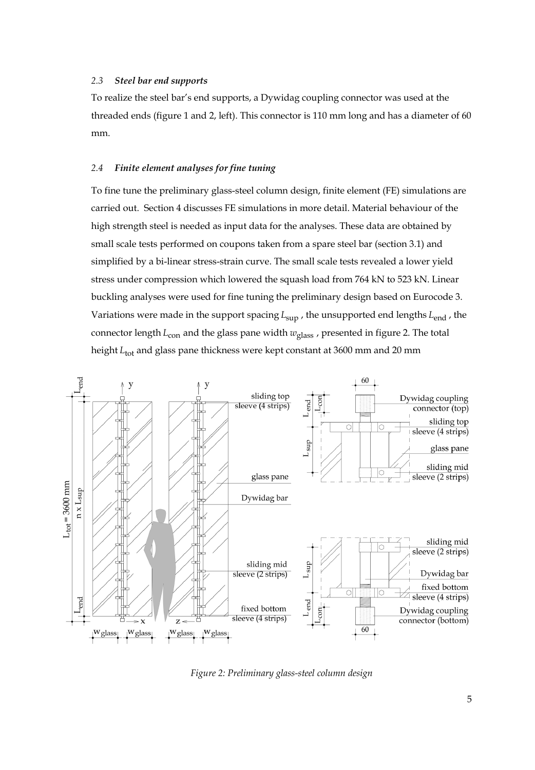### 2.3 *Steel bar end supports*

To realize the steel bar's end supports, a Dywidag coupling connector was used at the threaded ends (figure 1 and 2, left). This connector is 110 mm long and has a diameter of 60 mm.

### 2.4 *Finite element analyses for fine tuning*

To fine tune the preliminary glass-steel column design, finite element (FE) simulations are carried out. Section 4 discusses FE simulations in more detail. Material behaviour of the high strength steel is needed as input data for the analyses. These data are obtained by small scale tests performed on coupons taken from a spare steel bar (section 3.1) and simplified by a bi-linear stress-strain curve. The small scale tests revealed a lower yield stress under compression which lowered the squash load from 764 kN to 523 kN. Linear buckling analyses were used for fine tuning the preliminary design based on Eurocode 3. Variations were made in the support spacing $L_{sup}$ , the unsupported end lengths $L_{end}$ , the connector length $L_{con}$ and the glass pane width $w_{glass}$ , presented in figure 2. The total height $L_{tot}$ and glass pane thickness were kept constant at 3600 mm and 20 mm

*Figure 2: Preliminary glass-steel column design*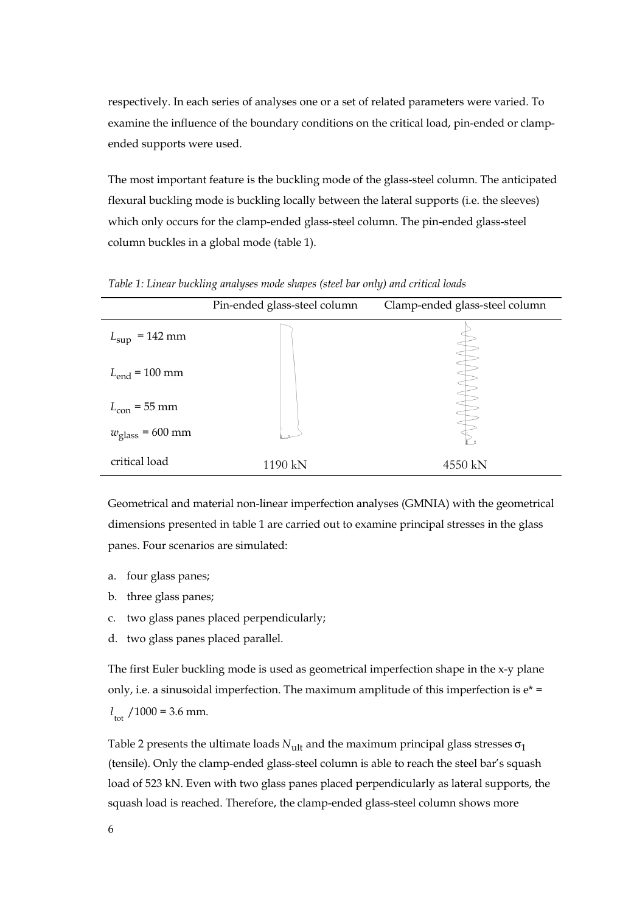respectively. In each series of analyses one or a set of related parameters were varied. To examine the influence of the boundary conditions on the critical load, pin-ended or clamp-ended supports were used.

The most important feature is the buckling mode of the glass-steel column. The anticipated flexural buckling mode is buckling locally between the lateral supports (i.e. the sleeves) which only occurs for the clamp-ended glass-steel column. The pin-ended glass-steel column buckles in a global mode (table 1).

*Table 1: Linear buckling analyses mode shapes (steel bar only) and critical loads*

| | Pin-ended glass-steel column | Clamp-ended glass-steel column |
|---|---|---|
| $L_{sup}$ = 142 mm<br>$L_{end}$ = 100 mm<br>$L_{con}$ = 55 mm<br>$w_{glass}$ = 600 mm | | |
| critical load | 1190 kN | 4550 kN |

Geometrical and material non-linear imperfection analyses (GMNIA) with the geometrical dimensions presented in table 1 are carried out to examine principal stresses in the glass panes. Four scenarios are simulated:

a. four glass panes;
b. three glass panes;
c. two glass panes placed perpendicularly;
d. two glass panes placed parallel.

The first Euler buckling mode is used as geometrical imperfection shape in the x-y plane only, i.e. a sinusoidal imperfection. The maximum amplitude of this imperfection is $e^* = l_{tot}/1000 = 3.6$ mm.

Table 2 presents the ultimate loads $N_{ult}$ and the maximum principal glass stresses $\sigma_1$ (tensile). Only the clamp-ended glass-steel column is able to reach the steel bar's squash load of 523 kN. Even with two glass panes placed perpendicularly as lateral supports, the squash load is reached. Therefore, the clamp-ended glass-steel column shows more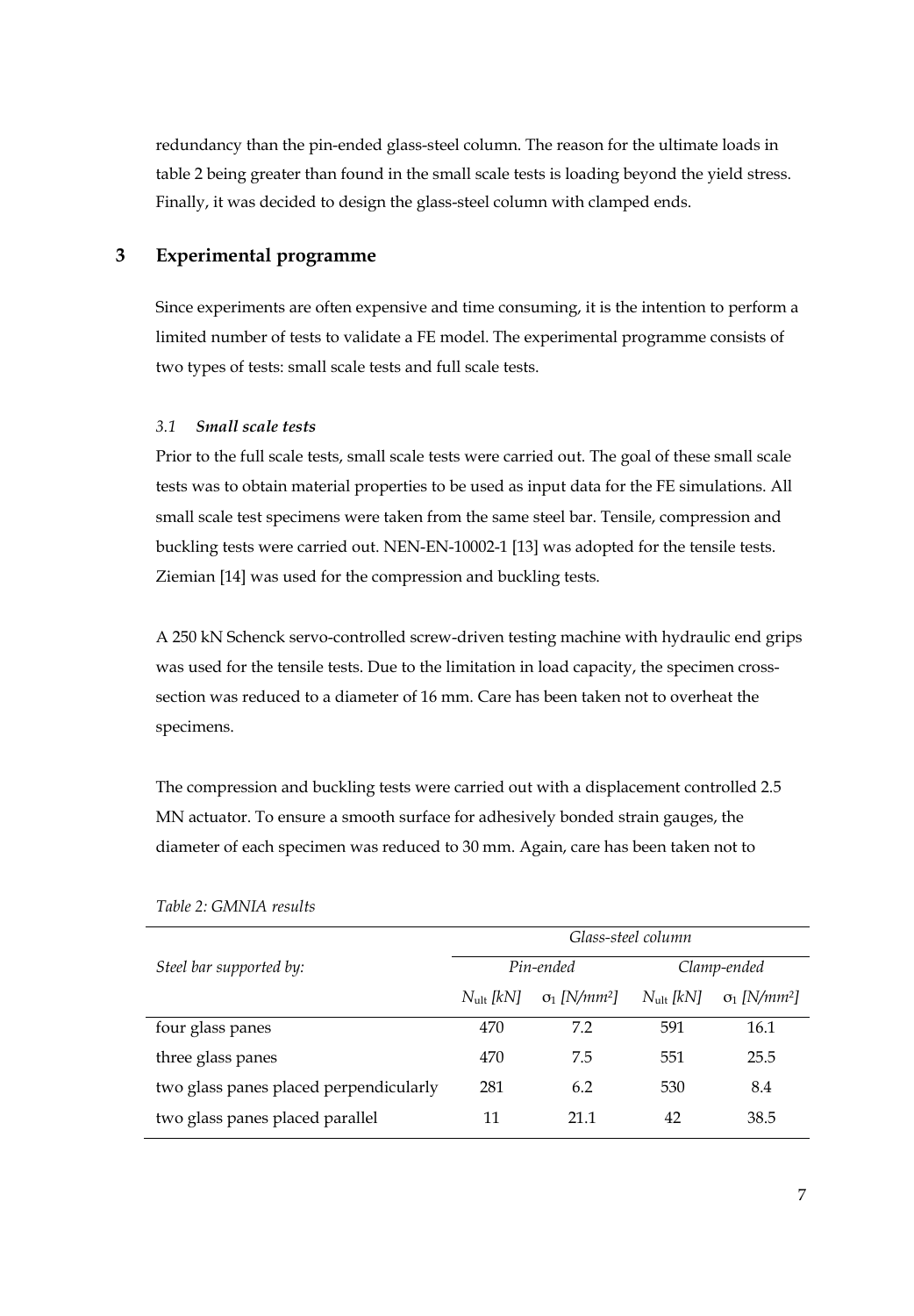redundancy than the pin-ended glass-steel column. The reason for the ultimate loads in table 2 being greater than found in the small scale tests is loading beyond the yield stress. Finally, it was decided to design the glass-steel column with clamped ends.

## 3 Experimental programme

Since experiments are often expensive and time consuming, it is the intention to perform a limited number of tests to validate a FE model. The experimental programme consists of two types of tests: small scale tests and full scale tests.

### *3.1 Small scale tests*

Prior to the full scale tests, small scale tests were carried out. The goal of these small scale tests was to obtain material properties to be used as input data for the FE simulations. All small scale test specimens were taken from the same steel bar. Tensile, compression and buckling tests were carried out. NEN-EN-10002-1 [13] was adopted for the tensile tests. Ziemian [14] was used for the compression and buckling tests.

A 250 kN Schenck servo-controlled screw-driven testing machine with hydraulic end grips was used for the tensile tests. Due to the limitation in load capacity, the specimen cross-section was reduced to a diameter of 16 mm. Care has been taken not to overheat the specimens.

The compression and buckling tests were carried out with a displacement controlled 2.5 MN actuator. To ensure a smooth surface for adhesively bonded strain gauges, the diameter of each specimen was reduced to 30 mm. Again, care has been taken not to

*Table 2: GMNIA results*

| *Steel bar supported by:* | *Glass-steel column* | | | |
|---|---|---|---|---|
| | *Pin-ended* | | *Clamp-ended* | |
| | $N_{ult}$ *[kN]* | $\sigma_1$ *[N/mm²]* | $N_{ult}$ *[kN]* | $\sigma_1$ *[N/mm²]* |
| four glass panes | 470 | 7.2 | 591 | 16.1 |
| three glass panes | 470 | 7.5 | 551 | 25.5 |
| two glass panes placed perpendicularly | 281 | 6.2 | 530 | 8.4 |
| two glass panes placed parallel | 11 | 21.1 | 42 | 38.5 |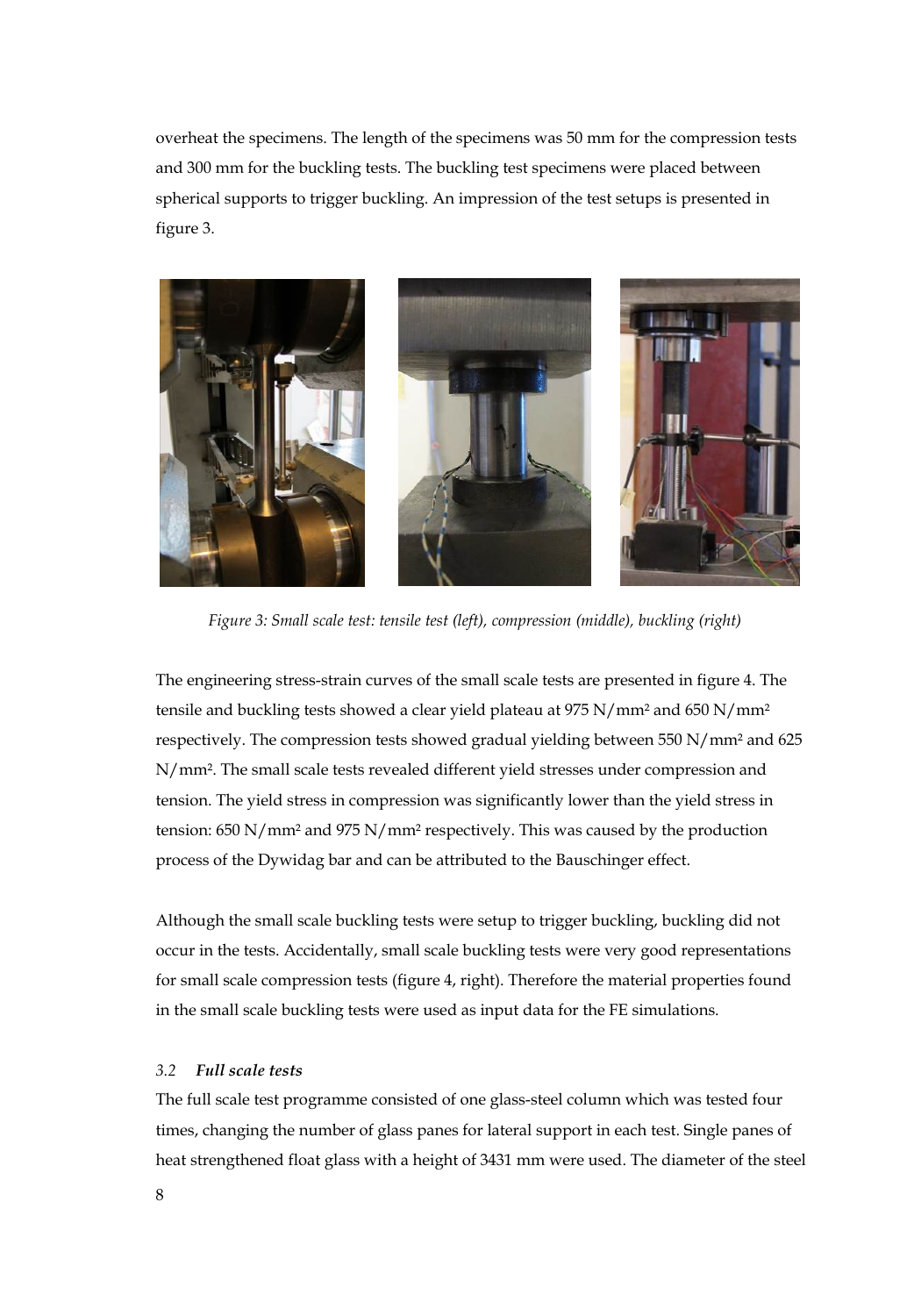overheat the specimens. The length of the specimens was 50 mm for the compression tests and 300 mm for the buckling tests. The buckling test specimens were placed between spherical supports to trigger buckling. An impression of the test setups is presented in figure 3.

*Figure 3: Small scale test: tensile test (left), compression (middle), buckling (right)*

The engineering stress-strain curves of the small scale tests are presented in figure 4. The tensile and buckling tests showed a clear yield plateau at 975 N/mm² and 650 N/mm² respectively. The compression tests showed gradual yielding between 550 N/mm² and 625 N/mm². The small scale tests revealed different yield stresses under compression and tension. The yield stress in compression was significantly lower than the yield stress in tension: 650 N/mm² and 975 N/mm² respectively. This was caused by the production process of the Dywidag bar and can be attributed to the Bauschinger effect.

Although the small scale buckling tests were setup to trigger buckling, buckling did not occur in the tests. Accidentally, small scale buckling tests were very good representations for small scale compression tests (figure 4, right). Therefore the material properties found in the small scale buckling tests were used as input data for the FE simulations.

### 3.2 *Full scale tests*

The full scale test programme consisted of one glass-steel column which was tested four times, changing the number of glass panes for lateral support in each test. Single panes of heat strengthened float glass with a height of 3431 mm were used. The diameter of the steel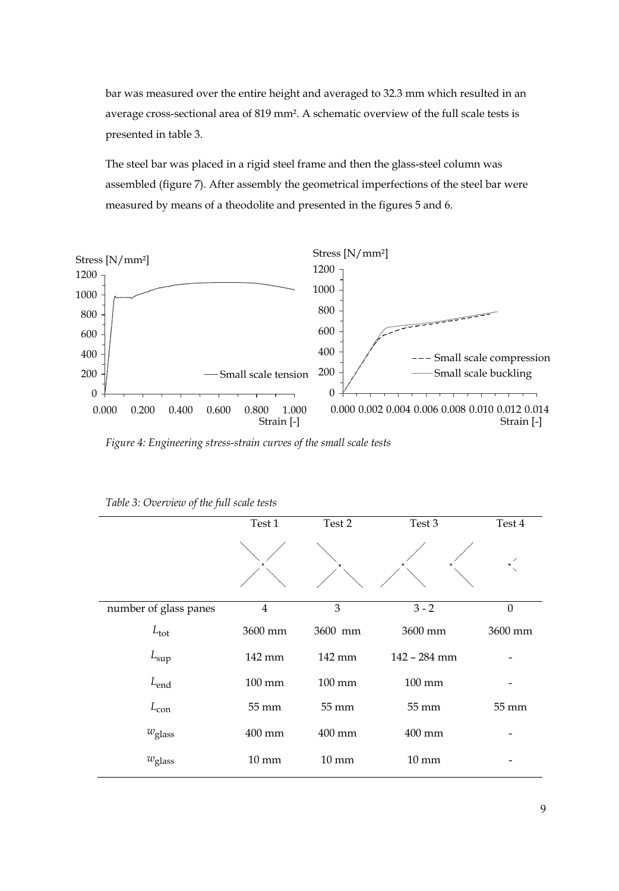bar was measured over the entire height and averaged to 32.3 mm which resulted in an average cross-sectional area of 819 mm². A schematic overview of the full scale tests is presented in table 3.

The steel bar was placed in a rigid steel frame and then the glass-steel column was assembled (figure 7). After assembly the geometrical imperfections of the steel bar were measured by means of a theodolite and presented in the figures 5 and 6.

*Figure 4: Engineering stress-strain curves of the small scale tests*

*Table 3: Overview of the full scale tests*

| | Test 1 | Test 2 | Test 3 | Test 4 |
|---|---|---|---|---|
| number of glass panes | 4 | 3 | 3 - 2 | 0 |
| $L_{tot}$ | 3600 mm | 3600 mm | 3600 mm | 3600 mm |
| $L_{sup}$ | 142 mm | 142 mm | 142 – 284 mm | - |
| $L_{end}$ | 100 mm | 100 mm | 100 mm | - |
| $L_{con}$ | 55 mm | 55 mm | 55 mm | 55 mm |
| $w_{glass}$ | 400 mm | 400 mm | 400 mm | - |
| $w_{glass}$ | 10 mm | 10 mm | 10 mm | - |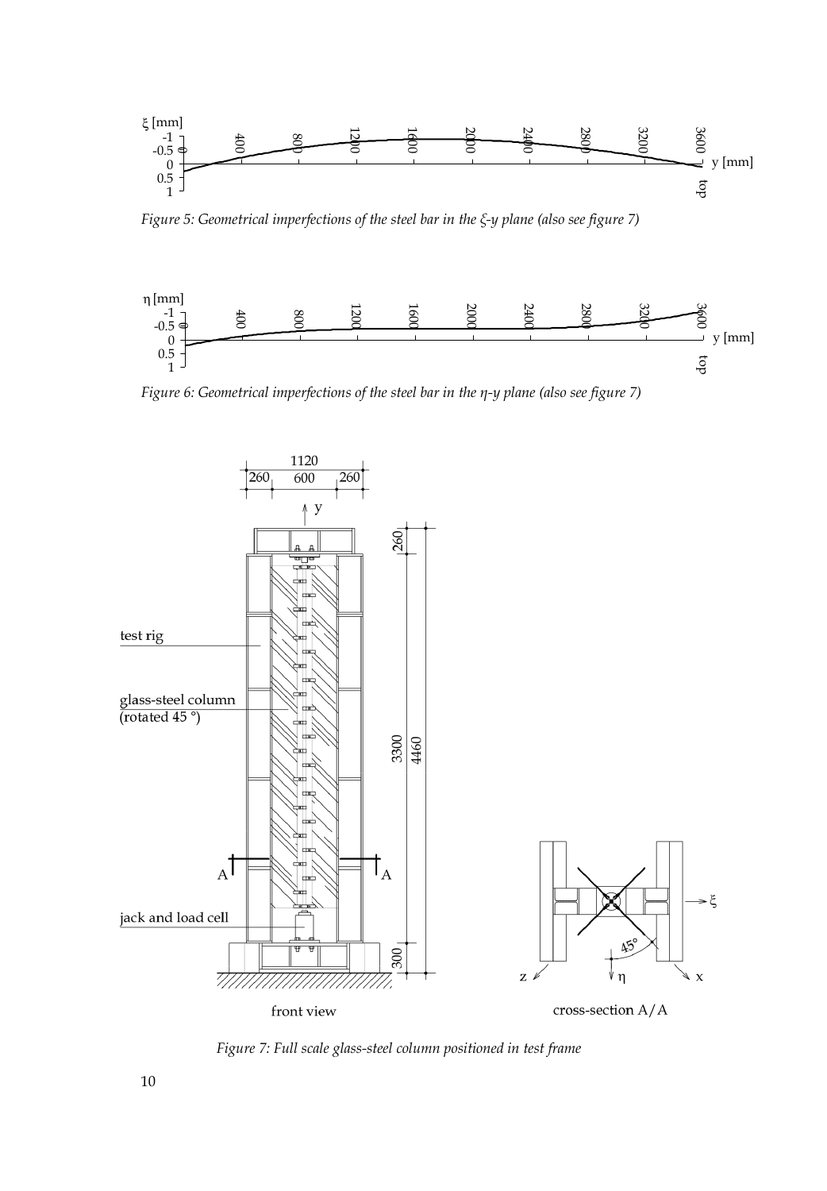*Figure 5: Geometrical imperfections of the steel bar in the $\xi$-y plane (also see figure 7)*

*Figure 6: Geometrical imperfections of the steel bar in the $\eta$-y plane (also see figure 7)*

*Figure 7: Full scale glass-steel column positioned in test frame*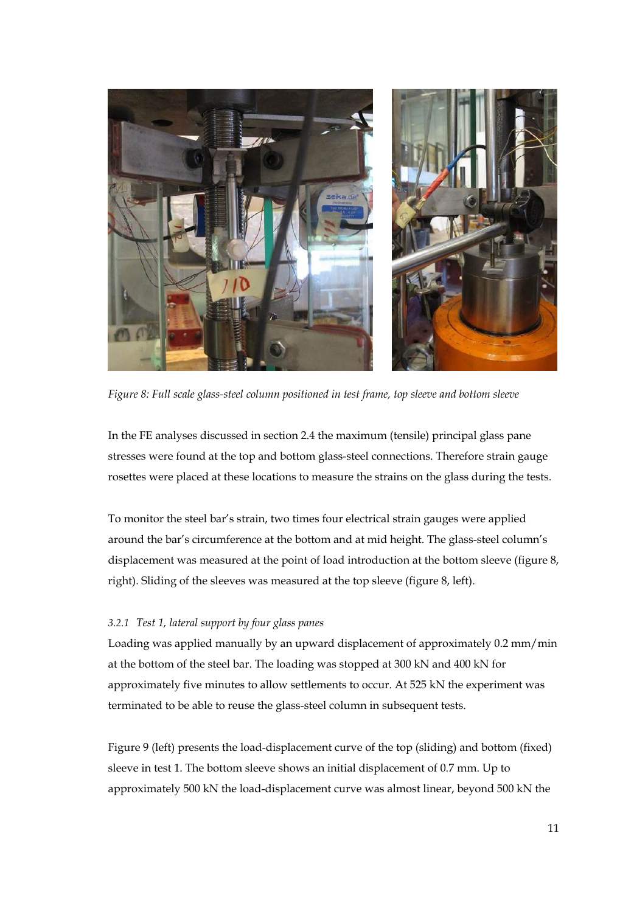*Figure 8: Full scale glass-steel column positioned in test frame, top sleeve and bottom sleeve*

In the FE analyses discussed in section 2.4 the maximum (tensile) principal glass pane stresses were found at the top and bottom glass-steel connections. Therefore strain gauge rosettes were placed at these locations to measure the strains on the glass during the tests.

To monitor the steel bar's strain, two times four electrical strain gauges were applied around the bar's circumference at the bottom and at mid height. The glass-steel column's displacement was measured at the point of load introduction at the bottom sleeve (figure 8, right). Sliding of the sleeves was measured at the top sleeve (figure 8, left).

#### *3.2.1 Test 1, lateral support by four glass panes*

Loading was applied manually by an upward displacement of approximately 0.2 mm/min at the bottom of the steel bar. The loading was stopped at 300 kN and 400 kN for approximately five minutes to allow settlements to occur. At 525 kN the experiment was terminated to be able to reuse the glass-steel column in subsequent tests.

Figure 9 (left) presents the load-displacement curve of the top (sliding) and bottom (fixed) sleeve in test 1. The bottom sleeve shows an initial displacement of 0.7 mm. Up to approximately 500 kN the load-displacement curve was almost linear, beyond 500 kN the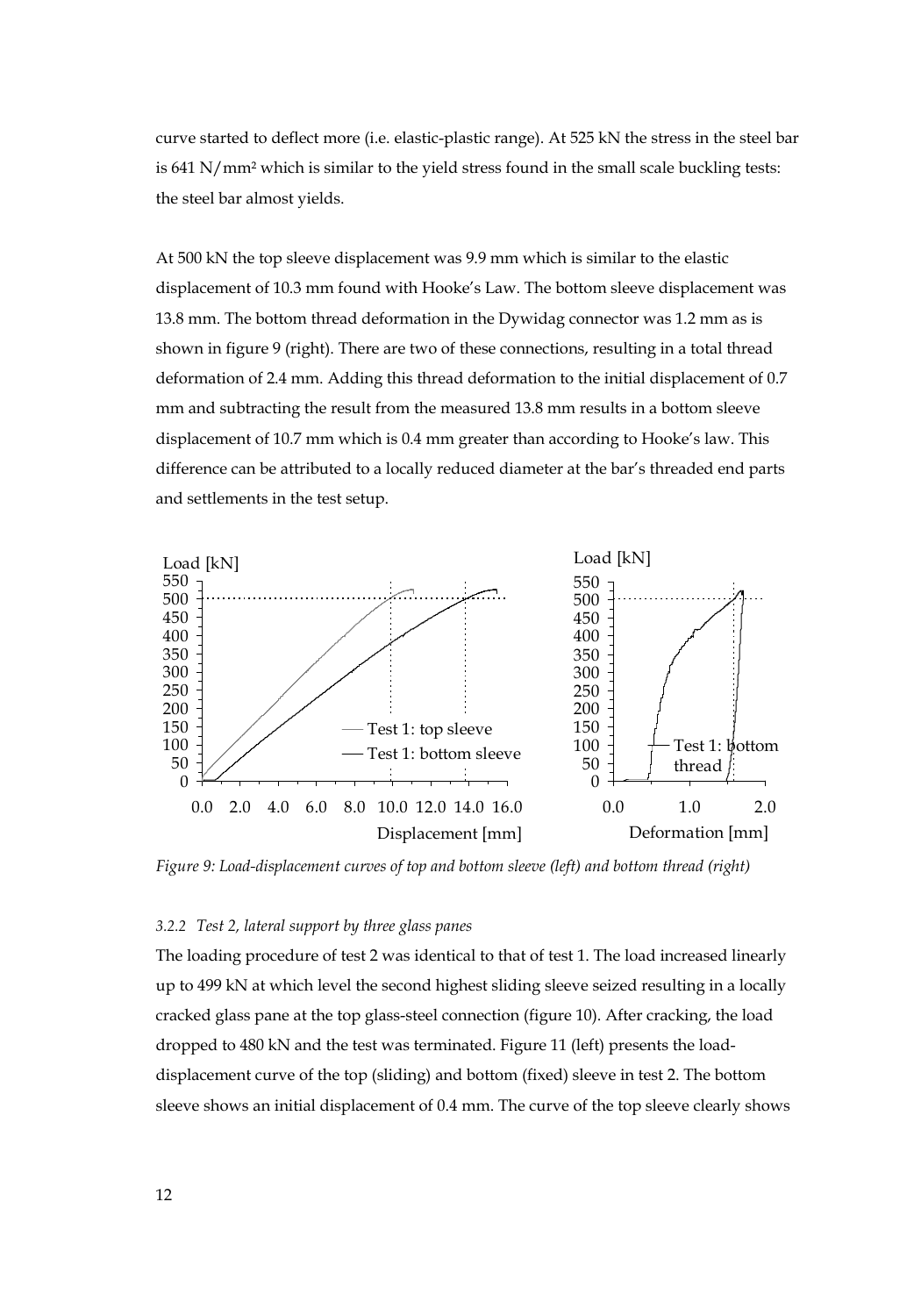curve started to deflect more (i.e. elastic-plastic range). At 525 kN the stress in the steel bar is 641 N/mm² which is similar to the yield stress found in the small scale buckling tests: the steel bar almost yields.

At 500 kN the top sleeve displacement was 9.9 mm which is similar to the elastic displacement of 10.3 mm found with Hooke's Law. The bottom sleeve displacement was 13.8 mm. The bottom thread deformation in the Dywidag connector was 1.2 mm as is shown in figure 9 (right). There are two of these connections, resulting in a total thread deformation of 2.4 mm. Adding this thread deformation to the initial displacement of 0.7 mm and subtracting the result from the measured 13.8 mm results in a bottom sleeve displacement of 10.7 mm which is 0.4 mm greater than according to Hooke's law. This difference can be attributed to a locally reduced diameter at the bar's threaded end parts and settlements in the test setup.

*Figure 9: Load-displacement curves of top and bottom sleeve (left) and bottom thread (right)*

#### 3.2.2 Test 2, lateral support by three glass panes

The loading procedure of test 2 was identical to that of test 1. The load increased linearly up to 499 kN at which level the second highest sliding sleeve seized resulting in a locally cracked glass pane at the top glass-steel connection (figure 10). After cracking, the load dropped to 480 kN and the test was terminated. Figure 11 (left) presents the load-displacement curve of the top (sliding) and bottom (fixed) sleeve in test 2. The bottom sleeve shows an initial displacement of 0.4 mm. The curve of the top sleeve clearly shows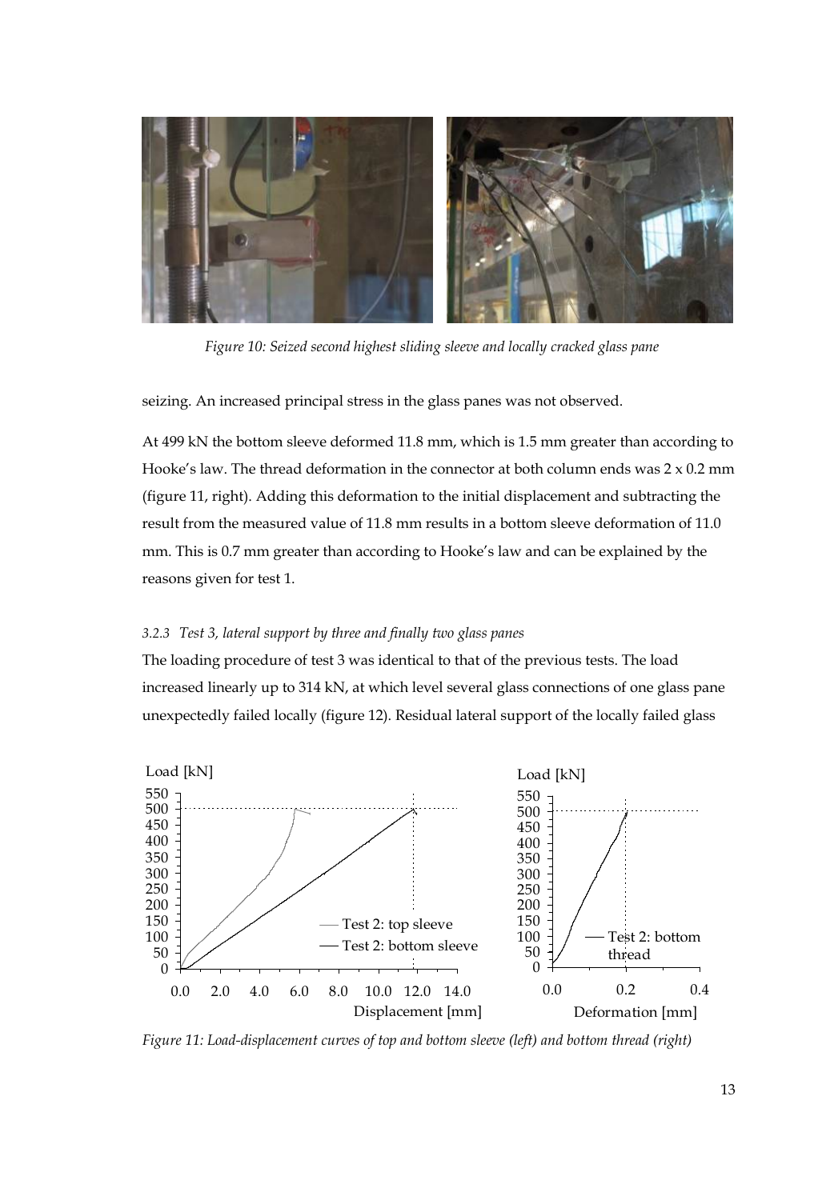*Figure 10: Seized second highest sliding sleeve and locally cracked glass pane*

seizing. An increased principal stress in the glass panes was not observed.

At 499 kN the bottom sleeve deformed 11.8 mm, which is 1.5 mm greater than according to Hooke's law. The thread deformation in the connector at both column ends was 2 x 0.2 mm (figure 11, right). Adding this deformation to the initial displacement and subtracting the result from the measured value of 11.8 mm results in a bottom sleeve deformation of 11.0 mm. This is 0.7 mm greater than according to Hooke's law and can be explained by the reasons given for test 1.

#### *3.2.3 Test 3, lateral support by three and finally two glass panes*

The loading procedure of test 3 was identical to that of the previous tests. The load increased linearly up to 314 kN, at which level several glass connections of one glass pane unexpectedly failed locally (figure 12). Residual lateral support of the locally failed glass

*Figure 11: Load-displacement curves of top and bottom sleeve (left) and bottom thread (right)*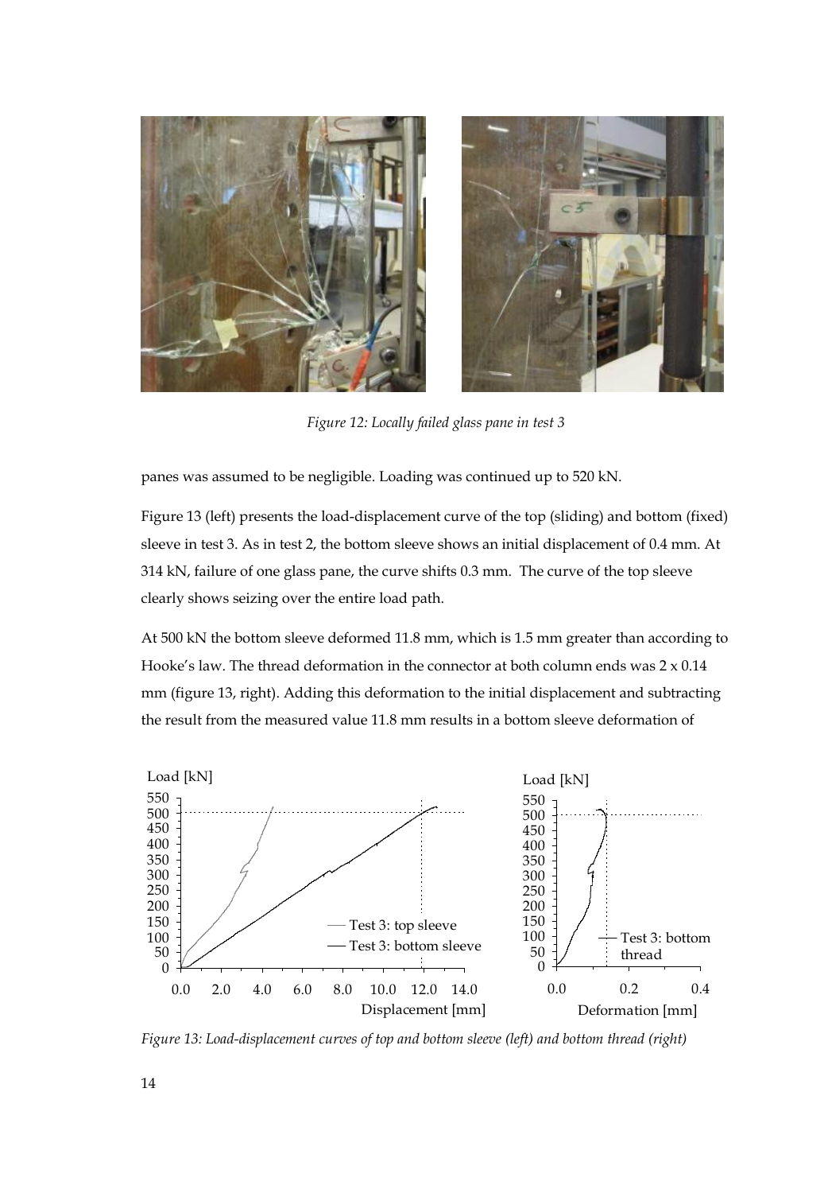*Figure 12: Locally failed glass pane in test 3*

panes was assumed to be negligible. Loading was continued up to 520 kN.

Figure 13 (left) presents the load-displacement curve of the top (sliding) and bottom (fixed) sleeve in test 3. As in test 2, the bottom sleeve shows an initial displacement of 0.4 mm. At 314 kN, failure of one glass pane, the curve shifts 0.3 mm. The curve of the top sleeve clearly shows seizing over the entire load path.

At 500 kN the bottom sleeve deformed 11.8 mm, which is 1.5 mm greater than according to Hooke's law. The thread deformation in the connector at both column ends was 2 x 0.14 mm (figure 13, right). Adding this deformation to the initial displacement and subtracting the result from the measured value 11.8 mm results in a bottom sleeve deformation of

*Figure 13: Load-displacement curves of top and bottom sleeve (left) and bottom thread (right)*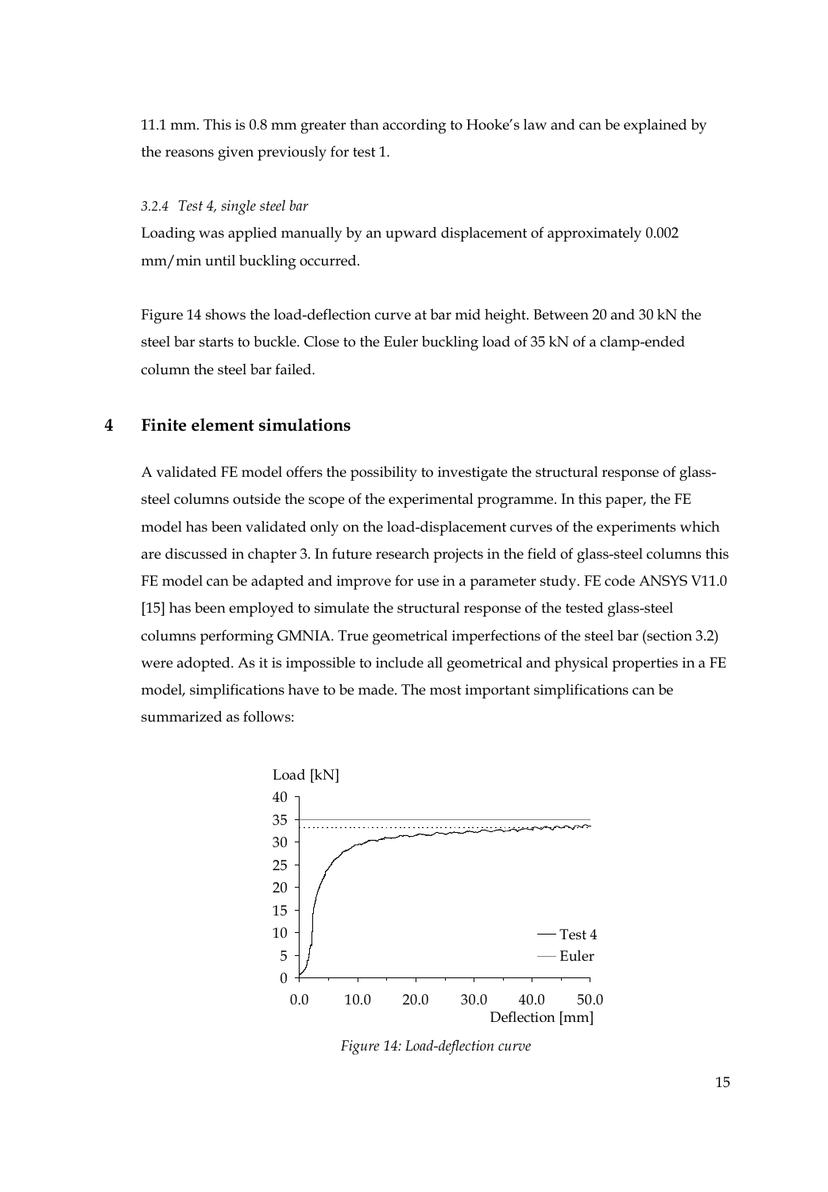11.1 mm. This is 0.8 mm greater than according to Hooke's law and can be explained by the reasons given previously for test 1.

#### *3.2.4 Test 4, single steel bar*

Loading was applied manually by an upward displacement of approximately 0.002 mm/min until buckling occurred.

Figure 14 shows the load-deflection curve at bar mid height. Between 20 and 30 kN the steel bar starts to buckle. Close to the Euler buckling load of 35 kN of a clamp-ended column the steel bar failed.

## 4 Finite element simulations

A validated FE model offers the possibility to investigate the structural response of glass-steel columns outside the scope of the experimental programme. In this paper, the FE model has been validated only on the load-displacement curves of the experiments which are discussed in chapter 3. In future research projects in the field of glass-steel columns this FE model can be adapted and improve for use in a parameter study. FE code ANSYS V11.0 [15] has been employed to simulate the structural response of the tested glass-steel columns performing GMNIA. True geometrical imperfections of the steel bar (section 3.2) were adopted. As it is impossible to include all geometrical and physical properties in a FE model, simplifications have to be made. The most important simplifications can be summarized as follows:

*Figure 14: Load-deflection curve*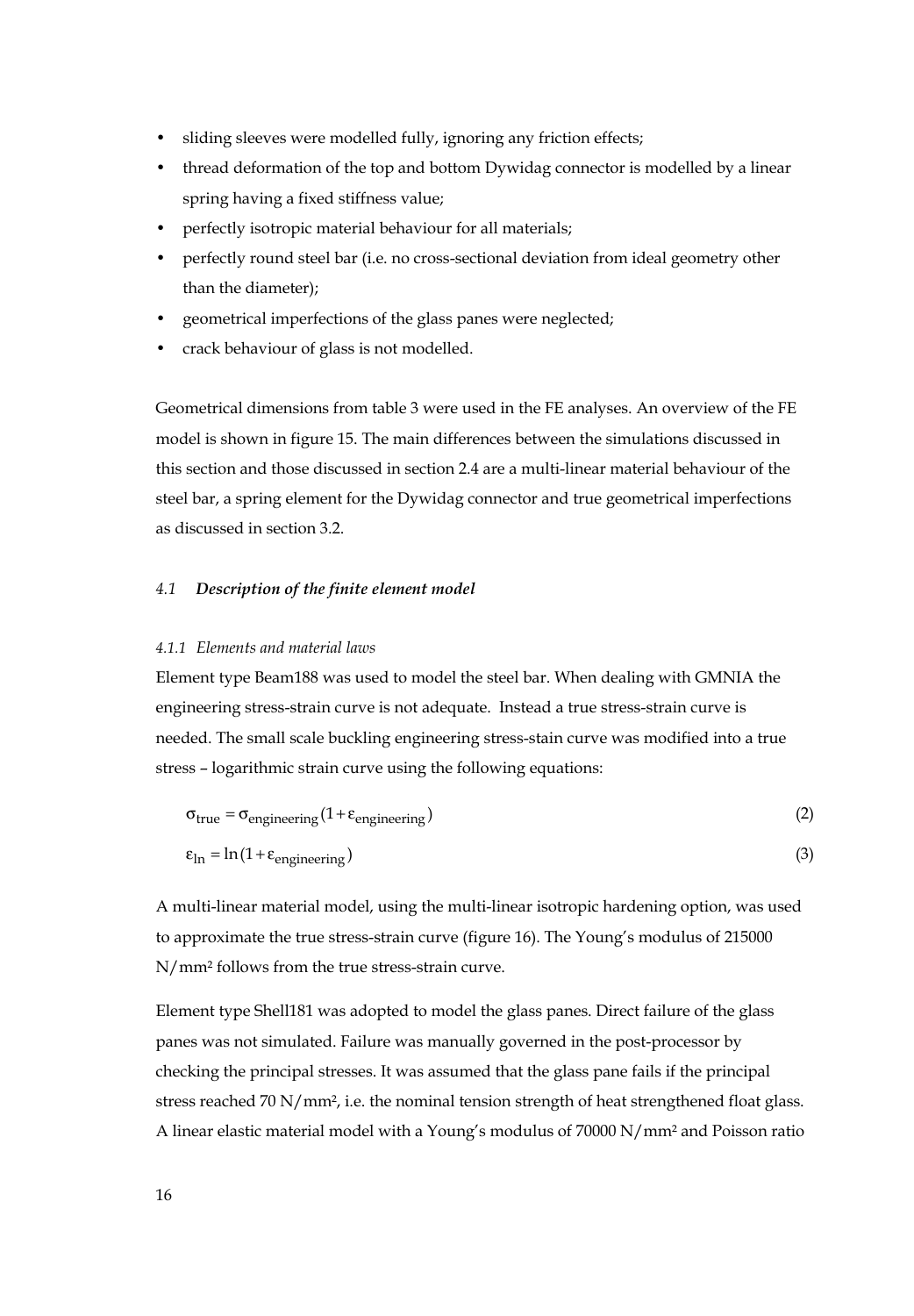- sliding sleeves were modelled fully, ignoring any friction effects;
- thread deformation of the top and bottom Dywidag connector is modelled by a linear spring having a fixed stiffness value;
- perfectly isotropic material behaviour for all materials;
- perfectly round steel bar (i.e. no cross-sectional deviation from ideal geometry other than the diameter);
- geometrical imperfections of the glass panes were neglected;
- crack behaviour of glass is not modelled.

Geometrical dimensions from table 3 were used in the FE analyses. An overview of the FE model is shown in figure 15. The main differences between the simulations discussed in this section and those discussed in section 2.4 are a multi-linear material behaviour of the steel bar, a spring element for the Dywidag connector and true geometrical imperfections as discussed in section 3.2.

### *4.1 Description of the finite element model*

#### *4.1.1 Elements and material laws*

Element type Beam188 was used to model the steel bar. When dealing with GMNIA the engineering stress-strain curve is not adequate. Instead a true stress-strain curve is needed. The small scale buckling engineering stress-stain curve was modified into a true stress – logarithmic strain curve using the following equations:

$$\sigma_{\text{true}} = \sigma_{\text{engineering}}(1+\varepsilon_{\text{engineering}}) \tag{2}$$

$$\varepsilon_{\ln} = \ln(1+\varepsilon_{\text{engineering}}) \tag{3}$$

A multi-linear material model, using the multi-linear isotropic hardening option, was used to approximate the true stress-strain curve (figure 16). The Young's modulus of 215000 N/mm² follows from the true stress-strain curve.

Element type Shell181 was adopted to model the glass panes. Direct failure of the glass panes was not simulated. Failure was manually governed in the post-processor by checking the principal stresses. It was assumed that the glass pane fails if the principal stress reached 70 N/mm², i.e. the nominal tension strength of heat strengthened float glass. A linear elastic material model with a Young's modulus of 70000 N/mm² and Poisson ratio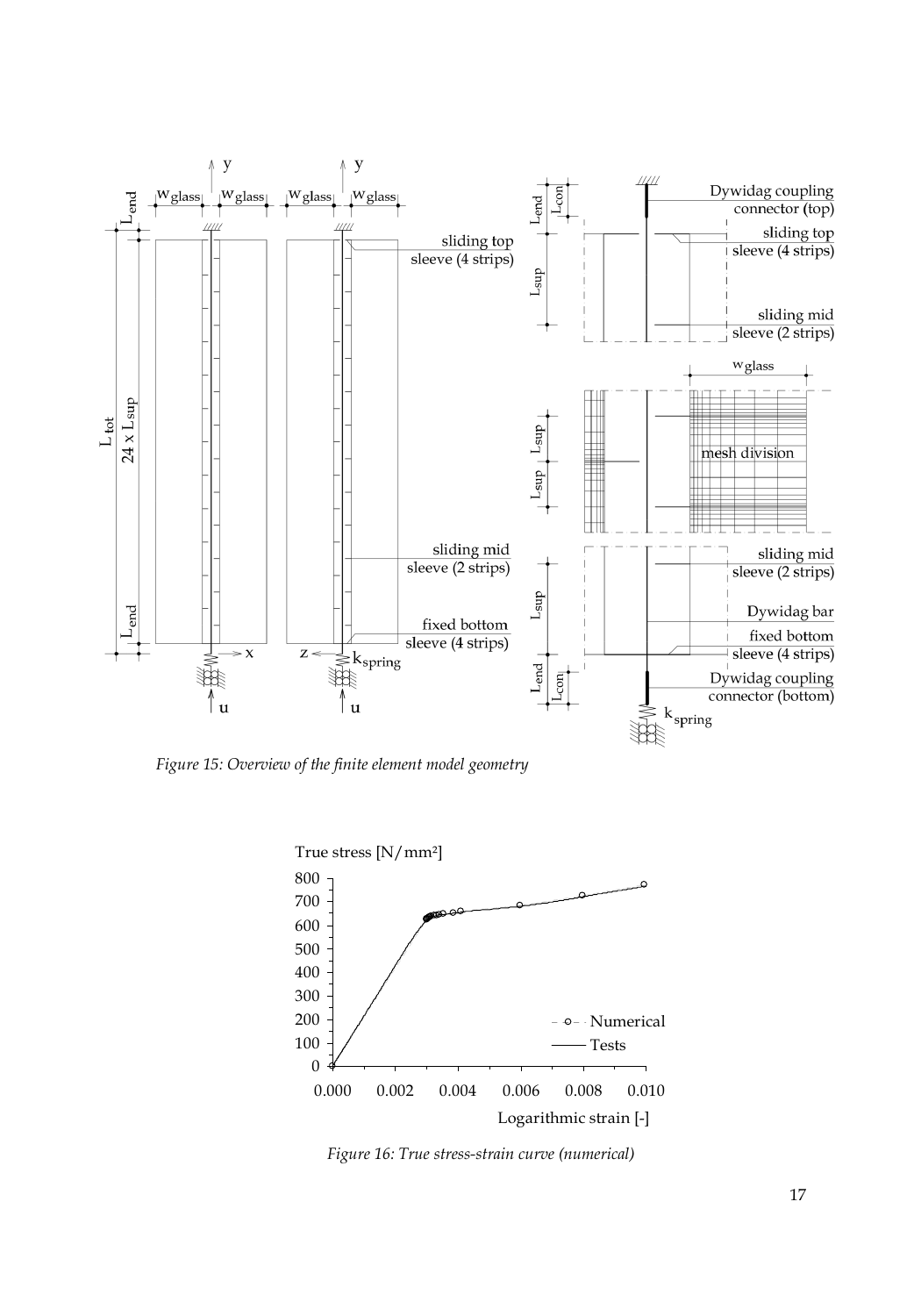*Figure 15: Overview of the finite element model geometry*

*Figure 16: True stress-strain curve (numerical)*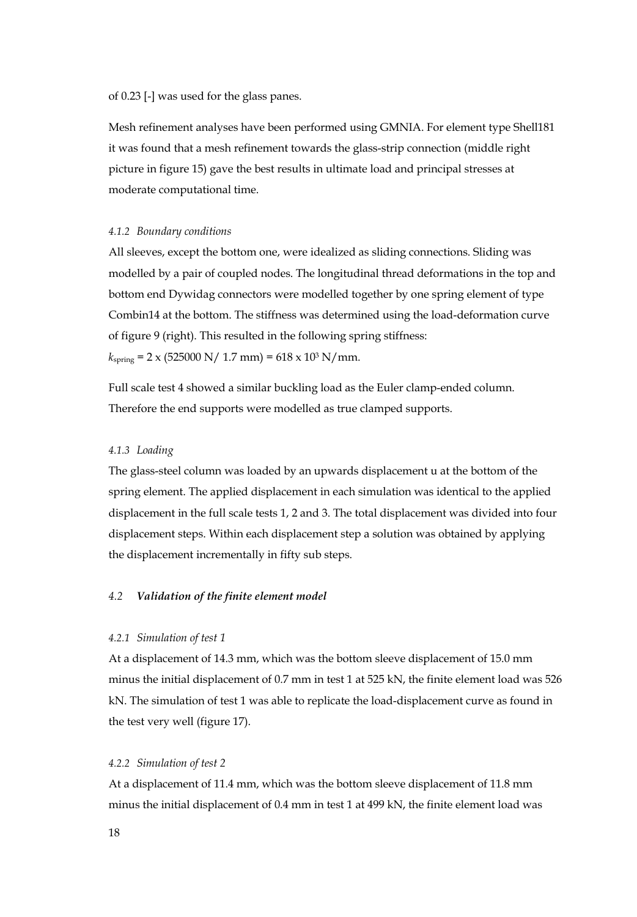of 0.23 [-] was used for the glass panes.

Mesh refinement analyses have been performed using GMNIA. For element type Shell181 it was found that a mesh refinement towards the glass-strip connection (middle right picture in figure 15) gave the best results in ultimate load and principal stresses at moderate computational time.

#### *4.1.2 Boundary conditions*

All sleeves, except the bottom one, were idealized as sliding connections. Sliding was modelled by a pair of coupled nodes. The longitudinal thread deformations in the top and bottom end Dywidag connectors were modelled together by one spring element of type Combin14 at the bottom. The stiffness was determined using the load-deformation curve of figure 9 (right). This resulted in the following spring stiffness:
$k_{spring} = 2 \times (525000 \text{ N}/ 1.7 \text{ mm}) = 618 \times 10^3 \text{ N/mm}$.

Full scale test 4 showed a similar buckling load as the Euler clamp-ended column. Therefore the end supports were modelled as true clamped supports.

#### *4.1.3 Loading*

The glass-steel column was loaded by an upwards displacement u at the bottom of the spring element. The applied displacement in each simulation was identical to the applied displacement in the full scale tests 1, 2 and 3. The total displacement was divided into four displacement steps. Within each displacement step a solution was obtained by applying the displacement incrementally in fifty sub steps.

### *4.2 Validation of the finite element model*

#### *4.2.1 Simulation of test 1*

At a displacement of 14.3 mm, which was the bottom sleeve displacement of 15.0 mm minus the initial displacement of 0.7 mm in test 1 at 525 kN, the finite element load was 526 kN. The simulation of test 1 was able to replicate the load-displacement curve as found in the test very well (figure 17).

#### *4.2.2 Simulation of test 2*

At a displacement of 11.4 mm, which was the bottom sleeve displacement of 11.8 mm minus the initial displacement of 0.4 mm in test 1 at 499 kN, the finite element load was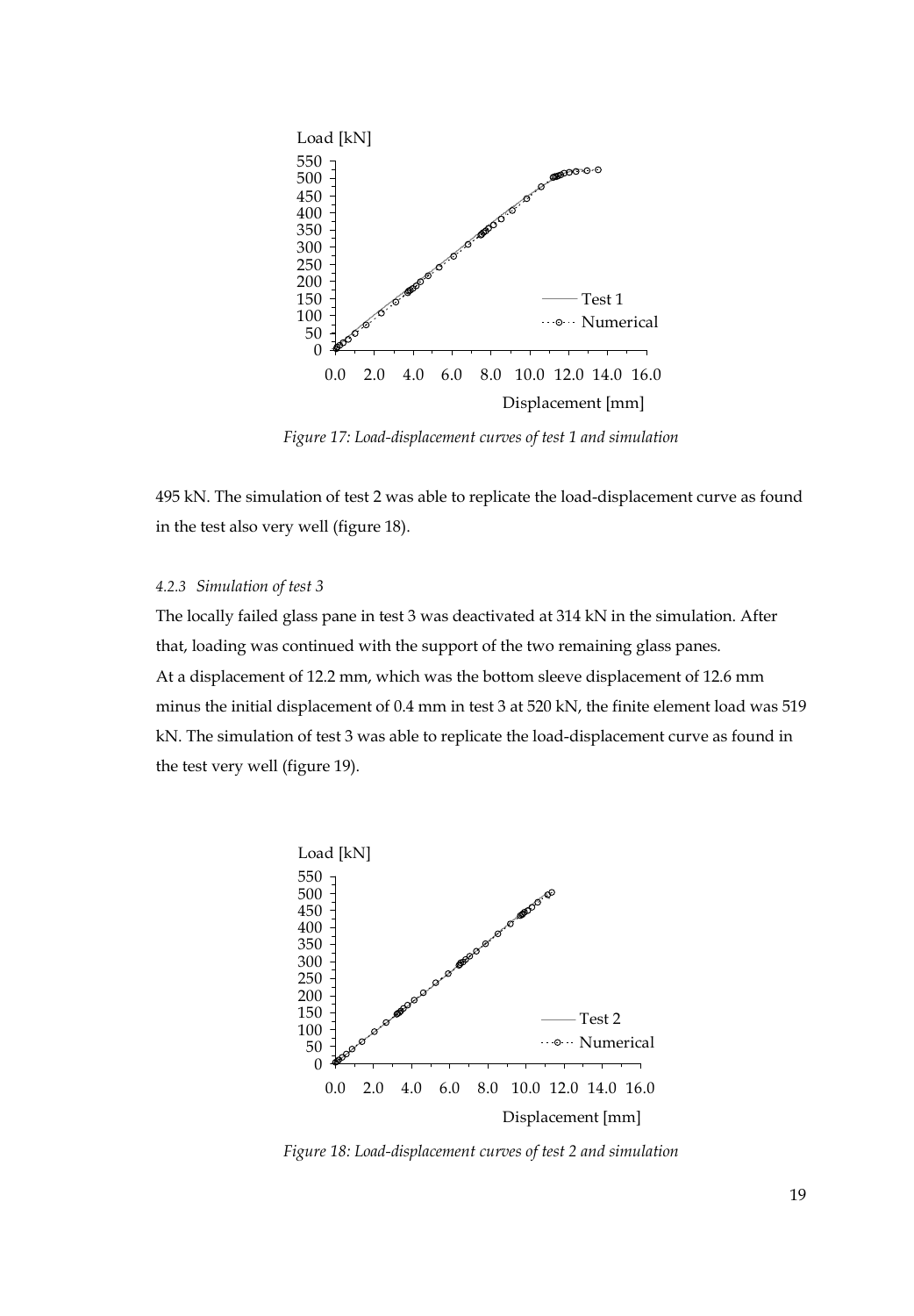*Figure 17: Load-displacement curves of test 1 and simulation*

495 kN. The simulation of test 2 was able to replicate the load-displacement curve as found in the test also very well (figure 18).

#### *4.2.3 Simulation of test 3*

The locally failed glass pane in test 3 was deactivated at 314 kN in the simulation. After that, loading was continued with the support of the two remaining glass panes.
At a displacement of 12.2 mm, which was the bottom sleeve displacement of 12.6 mm minus the initial displacement of 0.4 mm in test 3 at 520 kN, the finite element load was 519 kN. The simulation of test 3 was able to replicate the load-displacement curve as found in the test very well (figure 19).

*Figure 18: Load-displacement curves of test 2 and simulation*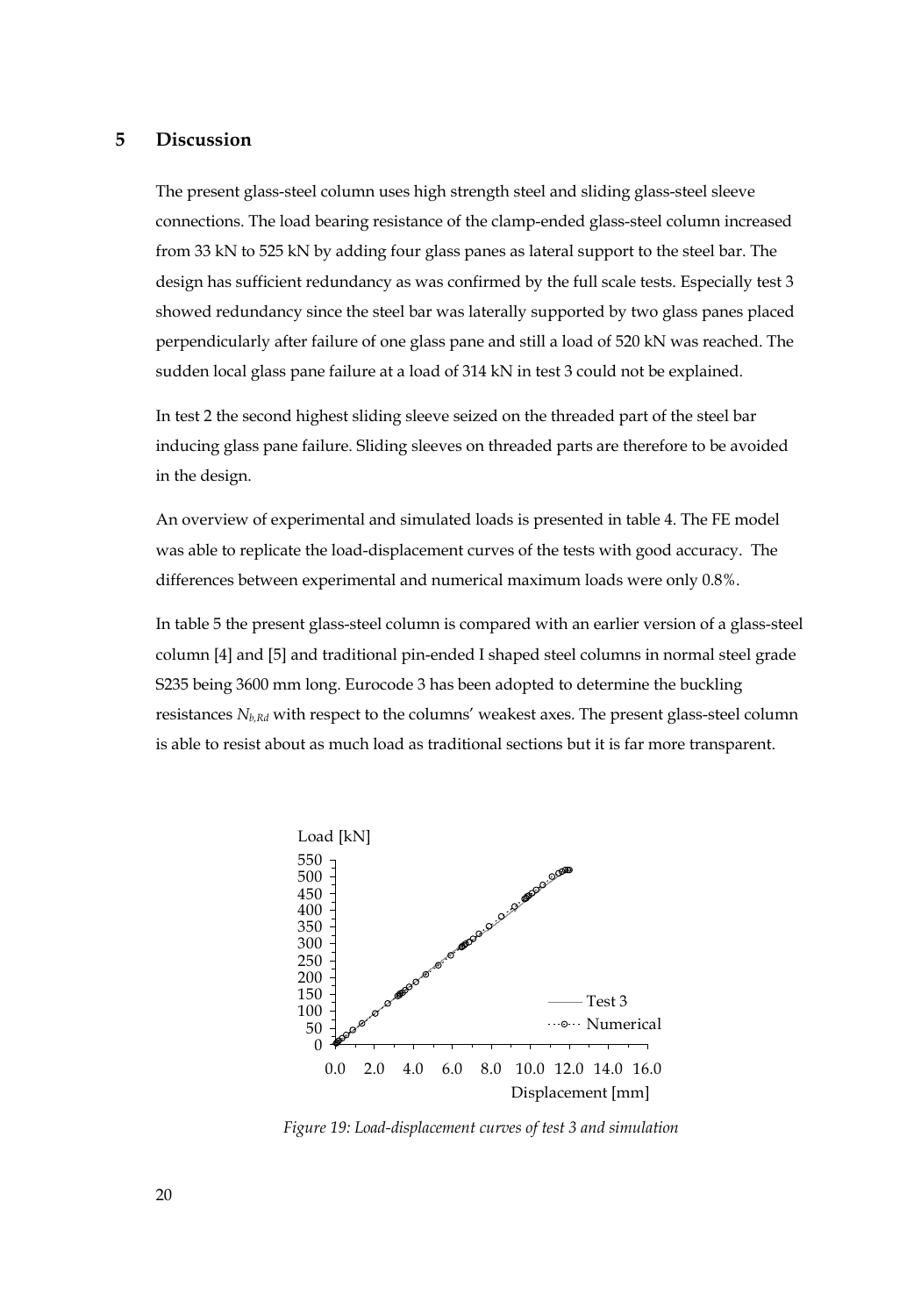## 5 Discussion

The present glass-steel column uses high strength steel and sliding glass-steel sleeve connections. The load bearing resistance of the clamp-ended glass-steel column increased from 33 kN to 525 kN by adding four glass panes as lateral support to the steel bar. The design has sufficient redundancy as was confirmed by the full scale tests. Especially test 3 showed redundancy since the steel bar was laterally supported by two glass panes placed perpendicularly after failure of one glass pane and still a load of 520 kN was reached. The sudden local glass pane failure at a load of 314 kN in test 3 could not be explained.

In test 2 the second highest sliding sleeve seized on the threaded part of the steel bar inducing glass pane failure. Sliding sleeves on threaded parts are therefore to be avoided in the design.

An overview of experimental and simulated loads is presented in table 4. The FE model was able to replicate the load-displacement curves of the tests with good accuracy. The differences between experimental and numerical maximum loads were only 0.8%.

In table 5 the present glass-steel column is compared with an earlier version of a glass-steel column [4] and [5] and traditional pin-ended I shaped steel columns in normal steel grade S235 being 3600 mm long. Eurocode 3 has been adopted to determine the buckling resistances $N_{b,Rd}$ with respect to the columns' weakest axes. The present glass-steel column is able to resist about as much load as traditional sections but it is far more transparent.

*Figure 19: Load-displacement curves of test 3 and simulation*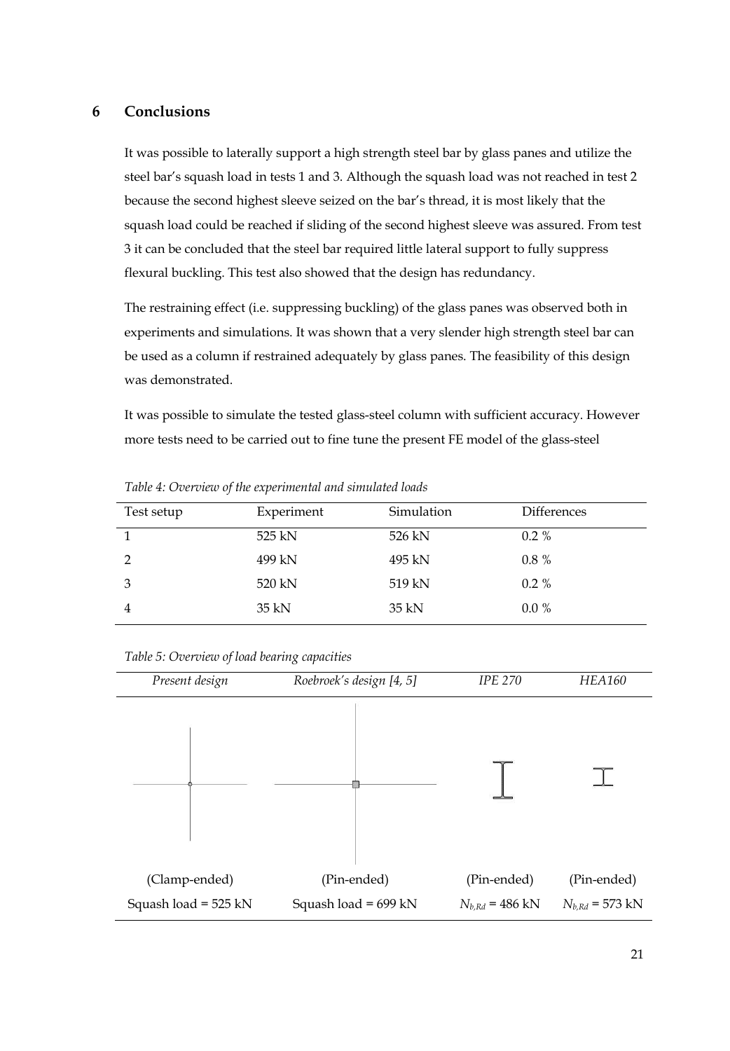## 6 Conclusions

It was possible to laterally support a high strength steel bar by glass panes and utilize the steel bar's squash load in tests 1 and 3. Although the squash load was not reached in test 2 because the second highest sleeve seized on the bar's thread, it is most likely that the squash load could be reached if sliding of the second highest sleeve was assured. From test 3 it can be concluded that the steel bar required little lateral support to fully suppress flexural buckling. This test also showed that the design has redundancy.

The restraining effect (i.e. suppressing buckling) of the glass panes was observed both in experiments and simulations. It was shown that a very slender high strength steel bar can be used as a column if restrained adequately by glass panes. The feasibility of this design was demonstrated.

It was possible to simulate the tested glass-steel column with sufficient accuracy. However more tests need to be carried out to fine tune the present FE model of the glass-steel

*Table 4: Overview of the experimental and simulated loads*

| Test setup | Experiment | Simulation | Differences |
|---|---|---|---|
| 1 | 525 kN | 526 kN | 0.2 % |
| 2 | 499 kN | 495 kN | 0.8 % |
| 3 | 520 kN | 519 kN | 0.2 % |
| 4 | 35 kN | 35 kN | 0.0 % |

*Table 5: Overview of load bearing capacities*

| *Present design* | *Roebroek's design [4, 5]* | *IPE 270* | *HEA160* |
|---|---|---|---|
| (Clamp-ended) | (Pin-ended) | (Pin-ended) | (Pin-ended) |
| Squash load = 525 kN | Squash load = 699 kN | $N_{b,Rd}$ = 486 kN | $N_{b,Rd}$ = 573 kN |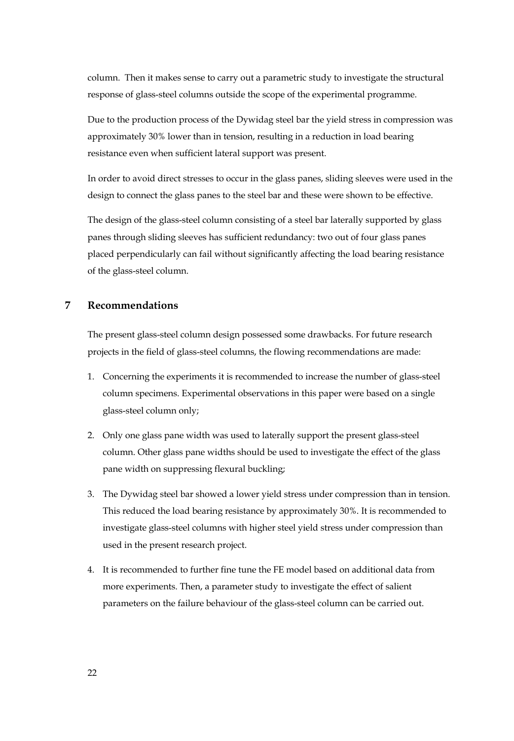column. Then it makes sense to carry out a parametric study to investigate the structural response of glass-steel columns outside the scope of the experimental programme.

Due to the production process of the Dywidag steel bar the yield stress in compression was approximately 30% lower than in tension, resulting in a reduction in load bearing resistance even when sufficient lateral support was present.

In order to avoid direct stresses to occur in the glass panes, sliding sleeves were used in the design to connect the glass panes to the steel bar and these were shown to be effective.

The design of the glass-steel column consisting of a steel bar laterally supported by glass panes through sliding sleeves has sufficient redundancy: two out of four glass panes placed perpendicularly can fail without significantly affecting the load bearing resistance of the glass-steel column.

## 7 Recommendations

The present glass-steel column design possessed some drawbacks. For future research projects in the field of glass-steel columns, the flowing recommendations are made:

1. Concerning the experiments it is recommended to increase the number of glass-steel column specimens. Experimental observations in this paper were based on a single glass-steel column only;

2. Only one glass pane width was used to laterally support the present glass-steel column. Other glass pane widths should be used to investigate the effect of the glass pane width on suppressing flexural buckling;

3. The Dywidag steel bar showed a lower yield stress under compression than in tension. This reduced the load bearing resistance by approximately 30%. It is recommended to investigate glass-steel columns with higher steel yield stress under compression than used in the present research project.

4. It is recommended to further fine tune the FE model based on additional data from more experiments. Then, a parameter study to investigate the effect of salient parameters on the failure behaviour of the glass-steel column can be carried out.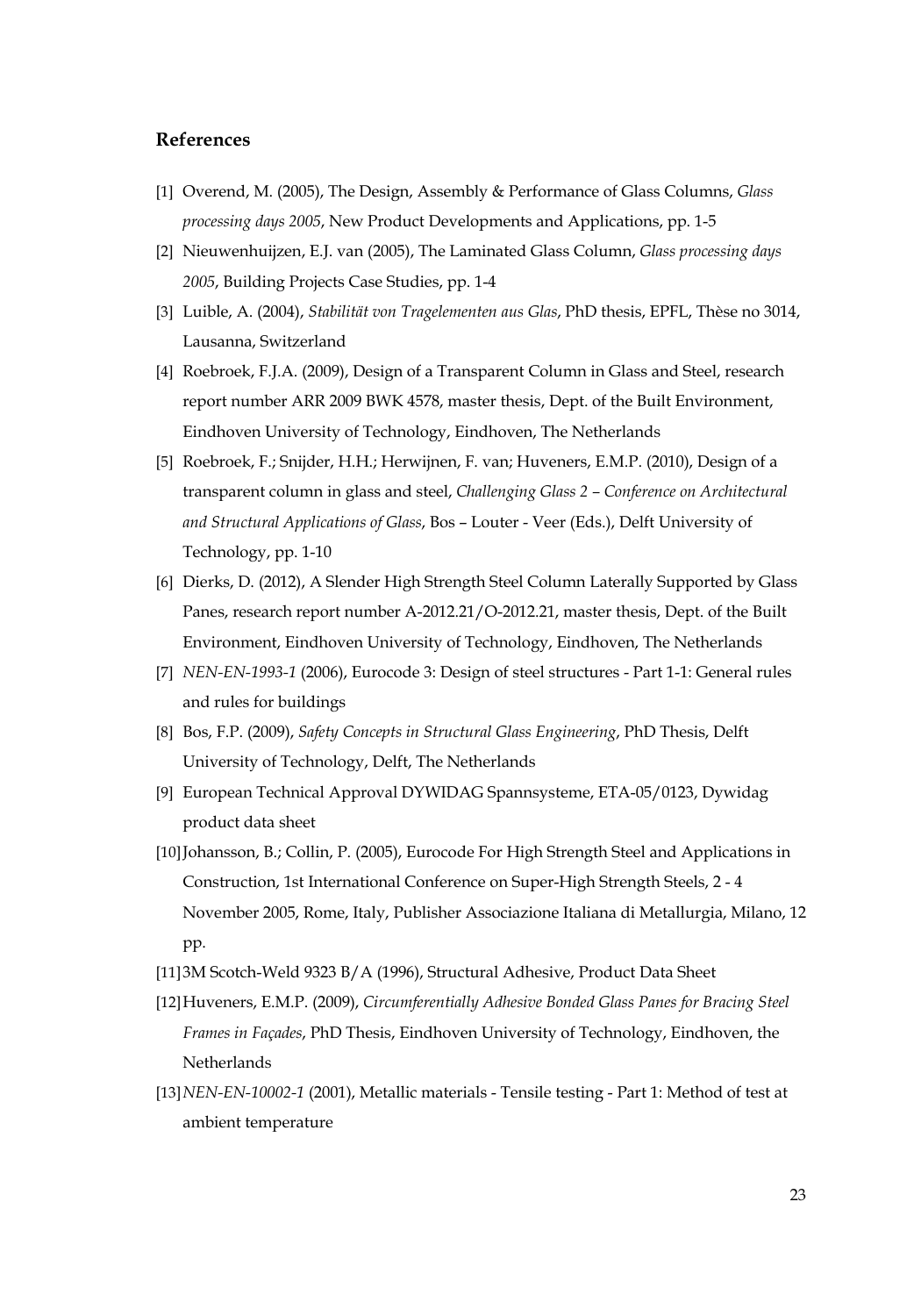## References

[1] Overend, M. (2005), The Design, Assembly & Performance of Glass Columns, *Glass processing days 2005*, New Product Developments and Applications, pp. 1-5

[2] Nieuwenhuijzen, E.J. van (2005), The Laminated Glass Column, *Glass processing days 2005*, Building Projects Case Studies, pp. 1-4

[3] Luible, A. (2004), *Stabilität von Tragelementen aus Glas*, PhD thesis, EPFL, Thèse no 3014, Lausanna, Switzerland

[4] Roebroek, F.J.A. (2009), Design of a Transparent Column in Glass and Steel, research report number ARR 2009 BWK 4578, master thesis, Dept. of the Built Environment, Eindhoven University of Technology, Eindhoven, The Netherlands

[5] Roebroek, F.; Snijder, H.H.; Herwijnen, F. van; Huveners, E.M.P. (2010), Design of a transparent column in glass and steel, *Challenging Glass 2 – Conference on Architectural and Structural Applications of Glass*, Bos – Louter - Veer (Eds.), Delft University of Technology, pp. 1-10

[6] Dierks, D. (2012), A Slender High Strength Steel Column Laterally Supported by Glass Panes, research report number A-2012.21/O-2012.21, master thesis, Dept. of the Built Environment, Eindhoven University of Technology, Eindhoven, The Netherlands

[7] *NEN-EN-1993-1* (2006), Eurocode 3: Design of steel structures - Part 1-1: General rules and rules for buildings

[8] Bos, F.P. (2009), *Safety Concepts in Structural Glass Engineering*, PhD Thesis, Delft University of Technology, Delft, The Netherlands

[9] European Technical Approval DYWIDAG Spannsysteme, ETA-05/0123, Dywidag product data sheet

[10] Johansson, B.; Collin, P. (2005), Eurocode For High Strength Steel and Applications in Construction, 1st International Conference on Super-High Strength Steels, 2 - 4 November 2005, Rome, Italy, Publisher Associazione Italiana di Metallurgia, Milano, 12 pp.

[11] 3M Scotch-Weld 9323 B/A (1996), Structural Adhesive, Product Data Sheet

[12] Huveners, E.M.P. (2009), *Circumferentially Adhesive Bonded Glass Panes for Bracing Steel Frames in Façades*, PhD Thesis, Eindhoven University of Technology, Eindhoven, the Netherlands

[13] *NEN-EN-10002-1* (2001), Metallic materials - Tensile testing - Part 1: Method of test at ambient temperature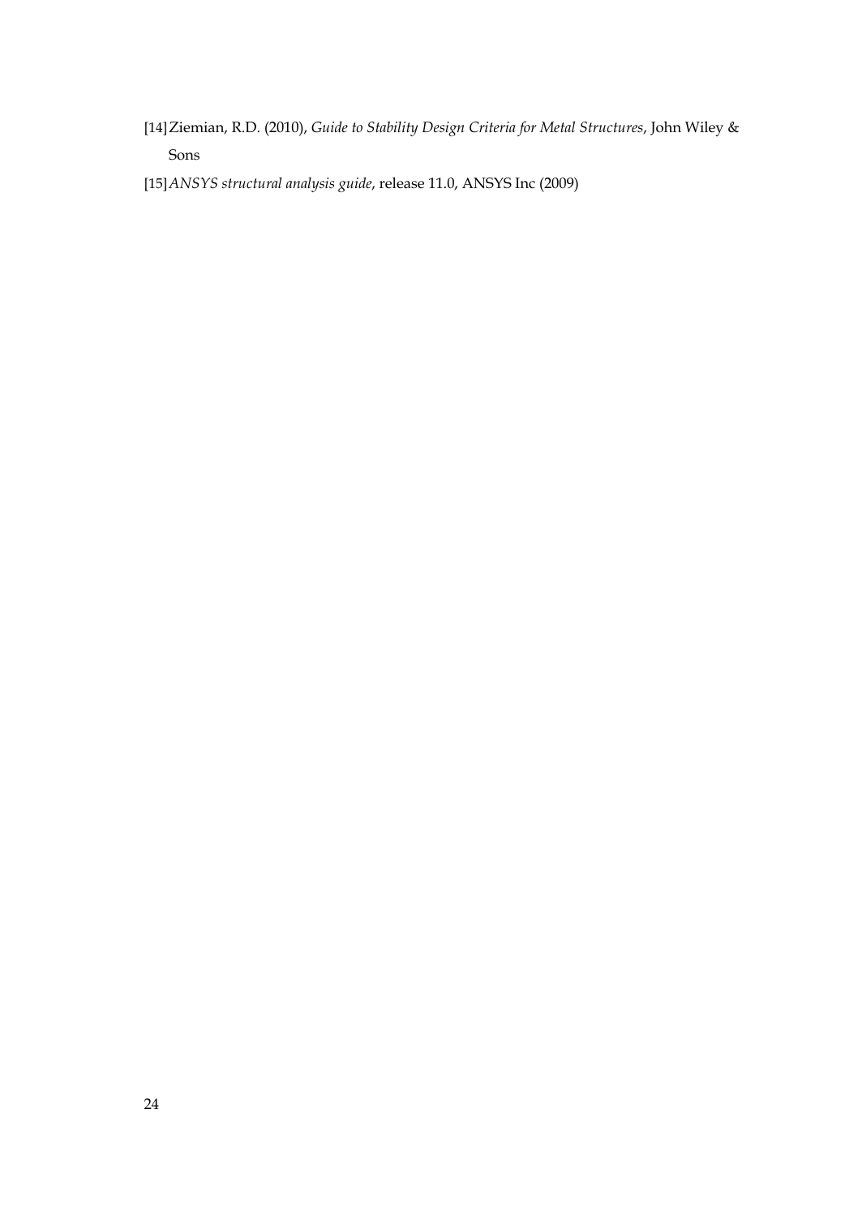[14] Ziemian, R.D. (2010), *Guide to Stability Design Criteria for Metal Structures*, John Wiley & Sons

[15] *ANSYS structural analysis guide*, release 11.0, ANSYS Inc (2009)